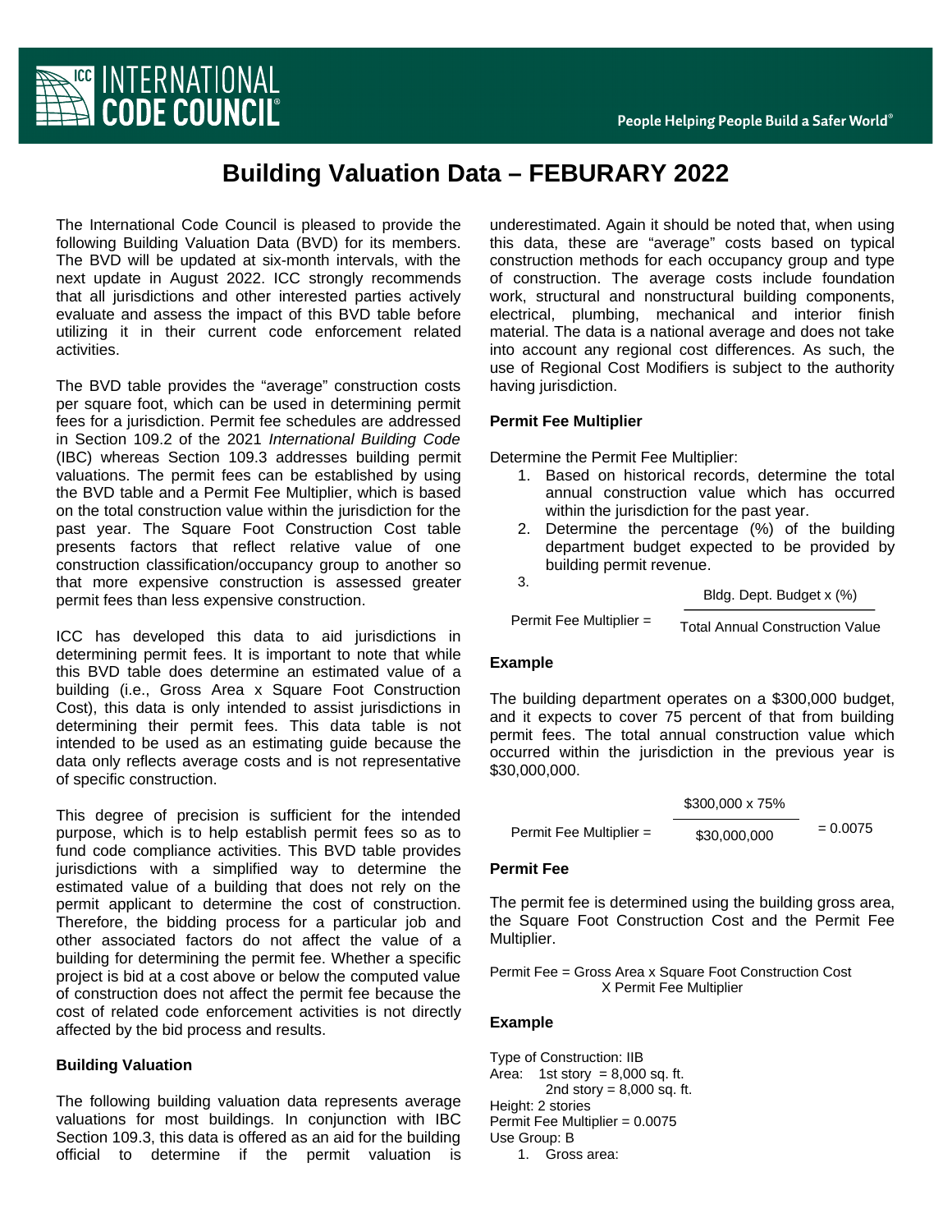# Building Valuation Data – FEBURARY 2022

The International Code Council is pleased to provide the following Building Valuation Data (BVD) for its members. The BVD will be updated at six-month intervals, with the next update in August 2022. ICC strongly recommends that all jurisdictions and other interested parties actively evaluate and assess the impact of this BVD table before utilizing it in their current code enforcement related activities.

The BVD table provides the "average" construction costs per square foot, which can be used in determining permit fees for a jurisdiction. Permit fee schedules are addressed in Section 109.2 of the 2021 *International Building Code* (IBC) whereas Section 109.3 addresses building permit valuations. The permit fees can be established by using the BVD table and a Permit Fee Multiplier, which is based on the total construction value within the jurisdiction for the past year. The Square Foot Construction Cost table presents factors that reflect relative value of one construction classification/occupancy group to another so that more expensive construction is assessed greater permit fees than less expensive construction.

ICC has developed this data to aid jurisdictions in determining permit fees. It is important to note that while this BVD table does determine an estimated value of a building (i.e., Gross Area x Square Foot Construction Cost), this data is only intended to assist jurisdictions in determining their permit fees. This data table is not intended to be used as an estimating guide because the data only reflects average costs and is not representative of specific construction.

This degree of precision is sufficient for the intended purpose, which is to help establish permit fees so as to fund code compliance activities. This BVD table provides jurisdictions with a simplified way to determine the estimated value of a building that does not rely on the permit applicant to determine the cost of construction. Therefore, the bidding process for a particular job and other associated factors do not affect the value of a building for determining the permit fee. Whether a specific project is bid at a cost above or below the computed value of construction does not affect the permit fee because the cost of related code enforcement activities is not directly affected by the bid process and results.

### Building Valuation

The following building valuation data represents average valuations for most buildings. In conjunction with IBC Section 109.3, this data is offered as an aid for the building official to determine if the permit valuation is underestimated. Again it should be noted that, when using this data, these are "average" costs based on typical construction methods for each occupancy group and type of construction. The average costs include foundation work, structural and nonstructural building components, electrical, plumbing, mechanical and interior finish material. The data is a national average and does not take into account any regional cost differences. As such, the use of Regional Cost Modifiers is subject to the authority having jurisdiction.

### Permit Fee Multiplier

Determine the Permit Fee Multiplier:

1. Based on historical records, determine the total annual construction value which has occurred within the jurisdiction for the past year.
2. Determine the percentage (%) of the building department budget expected to be provided by building permit revenue.
3. 

$$\text{Permit Fee Multiplier} = \frac{\text{Bldg. Dept. Budget x (\%)}}{\text{Total Annual Construction Value}}$$

### Example

The building department operates on a $300,000 budget, and it expects to cover 75 percent of that from building permit fees. The total annual construction value which occurred within the jurisdiction in the previous year is $30,000,000.

$$\text{Permit Fee Multiplier} = \frac{\$300,000 \times 75\%}{\$30,000,000} = 0.0075$$

### Permit Fee

The permit fee is determined using the building gross area, the Square Foot Construction Cost and the Permit Fee Multiplier.

Permit Fee = Gross Area x Square Foot Construction Cost X Permit Fee Multiplier

### Example

Type of Construction: IIB
Area: 1st story = 8,000 sq. ft.
2nd story = 8,000 sq. ft.
Height: 2 stories
Permit Fee Multiplier = 0.0075
Use Group: B

1. Gross area: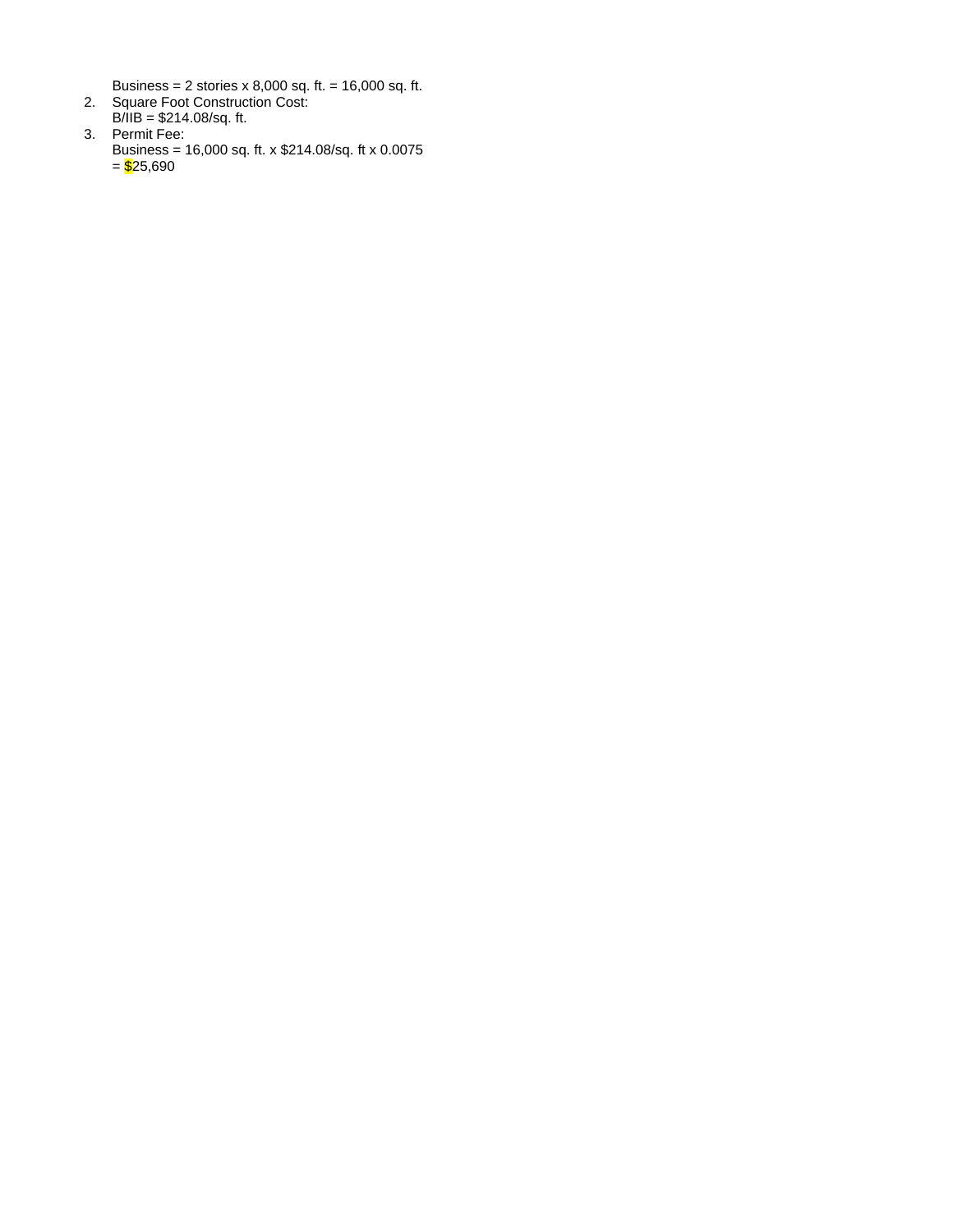Business = 2 stories x 8,000 sq. ft. = 16,000 sq. ft.

2. Square Foot Construction Cost:
   B/IIB = $214.08/sq. ft.
3. Permit Fee:
   Business = 16,000 sq. ft. x $214.08/sq. ft x 0.0075
   = $25,690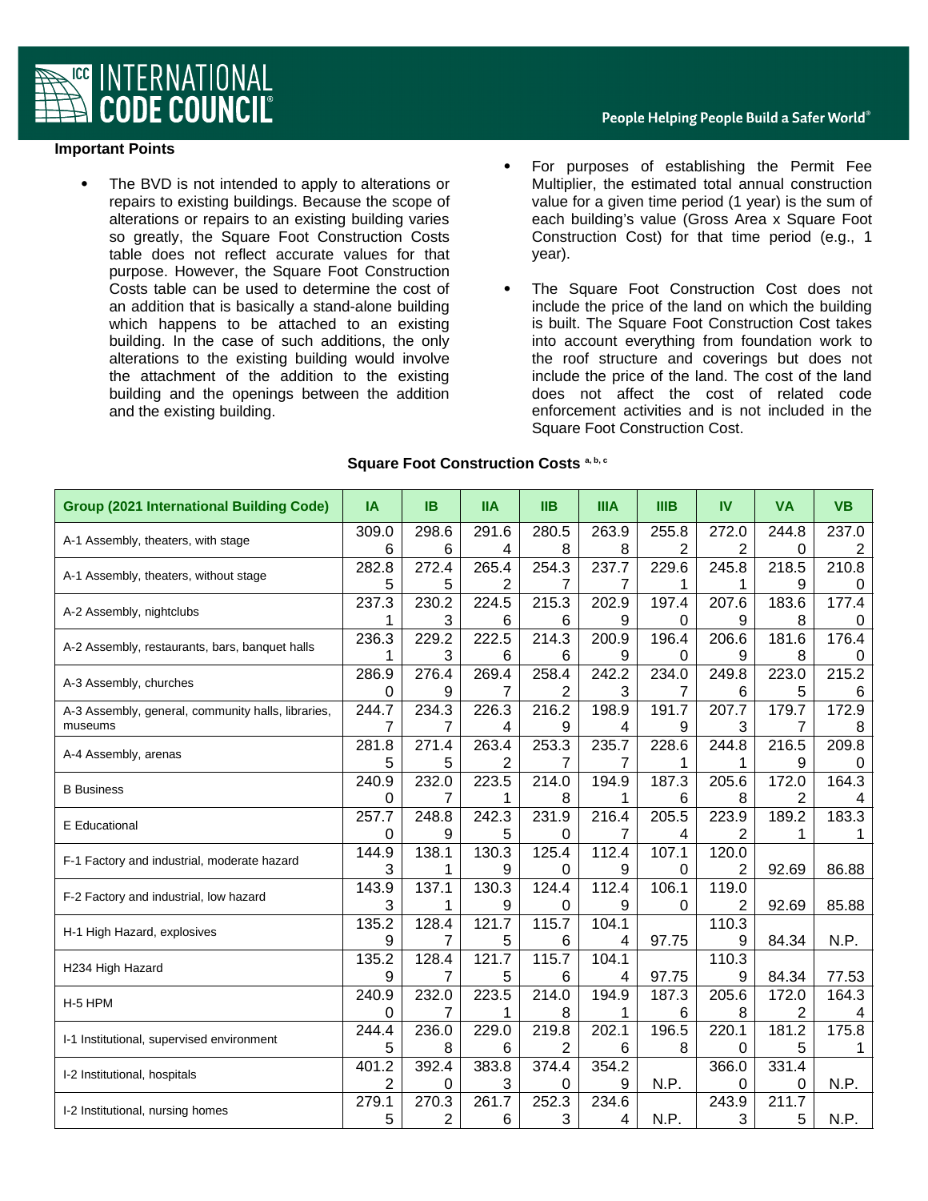**Important Points**

- The BVD is not intended to apply to alterations or repairs to existing buildings. Because the scope of alterations or repairs to an existing building varies so greatly, the Square Foot Construction Costs table does not reflect accurate values for that purpose. However, the Square Foot Construction Costs table can be used to determine the cost of an addition that is basically a stand-alone building which happens to be attached to an existing building. In the case of such additions, the only alterations to the existing building would involve the attachment of the addition to the existing building and the openings between the addition and the existing building.

- For purposes of establishing the Permit Fee Multiplier, the estimated total annual construction value for a given time period (1 year) is the sum of each building's value (Gross Area x Square Foot Construction Cost) for that time period (e.g., 1 year).

- The Square Foot Construction Cost does not include the price of the land on which the building is built. The Square Foot Construction Cost takes into account everything from foundation work to the roof structure and coverings but does not include the price of the land. The cost of the land does not affect the cost of related code enforcement activities and is not included in the Square Foot Construction Cost.

**Square Foot Construction Costs** [a, b, c]

| Group (2021 International Building Code) | IA | IB | IIA | IIB | IIIA | IIIB | IV | VA | VB |
|---|---|---|---|---|---|---|---|---|---|
| A-1 Assembly, theaters, with stage | 309.06 | 298.66 | 291.64 | 280.58 | 263.98 | 255.82 | 272.02 | 244.80 | 237.02 |
| A-1 Assembly, theaters, without stage | 282.85 | 272.45 | 265.42 | 254.37 | 237.77 | 229.61 | 245.81 | 218.59 | 210.80 |
| A-2 Assembly, nightclubs | 237.31 | 230.23 | 224.56 | 215.36 | 202.99 | 197.40 | 207.69 | 183.68 | 177.40 |
| A-2 Assembly, restaurants, bars, banquet halls | 236.31 | 229.23 | 222.56 | 214.36 | 200.99 | 196.40 | 206.69 | 181.68 | 176.40 |
| A-3 Assembly, churches | 286.90 | 276.49 | 269.47 | 258.42 | 242.23 | 234.07 | 249.86 | 223.05 | 215.26 |
| A-3 Assembly, general, community halls, libraries, museums | 244.77 | 234.37 | 226.34 | 216.29 | 198.94 | 191.79 | 207.73 | 179.77 | 172.98 |
| A-4 Assembly, arenas | 281.85 | 271.45 | 263.42 | 253.37 | 235.77 | 228.61 | 244.81 | 216.59 | 209.80 |
| B Business | 240.90 | 232.07 | 223.51 | 214.08 | 194.91 | 187.36 | 205.68 | 172.02 | 164.34 |
| E Educational | 257.70 | 248.89 | 242.35 | 231.90 | 216.47 | 205.54 | 223.92 | 189.21 | 183.31 |
| F-1 Factory and industrial, moderate hazard | 144.93 | 138.11 | 130.39 | 125.40 | 112.49 | 107.10 | 120.02 | 92.69 | 86.88 |
| F-2 Factory and industrial, low hazard | 143.93 | 137.11 | 130.39 | 124.40 | 112.49 | 106.10 | 119.02 | 92.69 | 85.88 |
| H-1 High Hazard, explosives | 135.29 | 128.47 | 121.75 | 115.76 | 104.14 | 97.75 | 110.39 | 84.34 | N.P. |
| H234 High Hazard | 135.29 | 128.47 | 121.75 | 115.76 | 104.14 | 97.75 | 110.39 | 84.34 | 77.53 |
| H-5 HPM | 240.90 | 232.07 | 223.51 | 214.08 | 194.91 | 187.36 | 205.68 | 172.02 | 164.34 |
| I-1 Institutional, supervised environment | 244.45 | 236.08 | 229.06 | 219.82 | 202.16 | 196.58 | 220.10 | 181.25 | 175.81 |
| I-2 Institutional, hospitals | 401.22 | 392.40 | 383.83 | 374.40 | 354.29 | N.P. | 366.00 | 331.40 | N.P. |
| I-2 Institutional, nursing homes | 279.15 | 270.32 | 261.76 | 252.33 | 234.64 | N.P. | 243.93 | 211.75 | N.P. |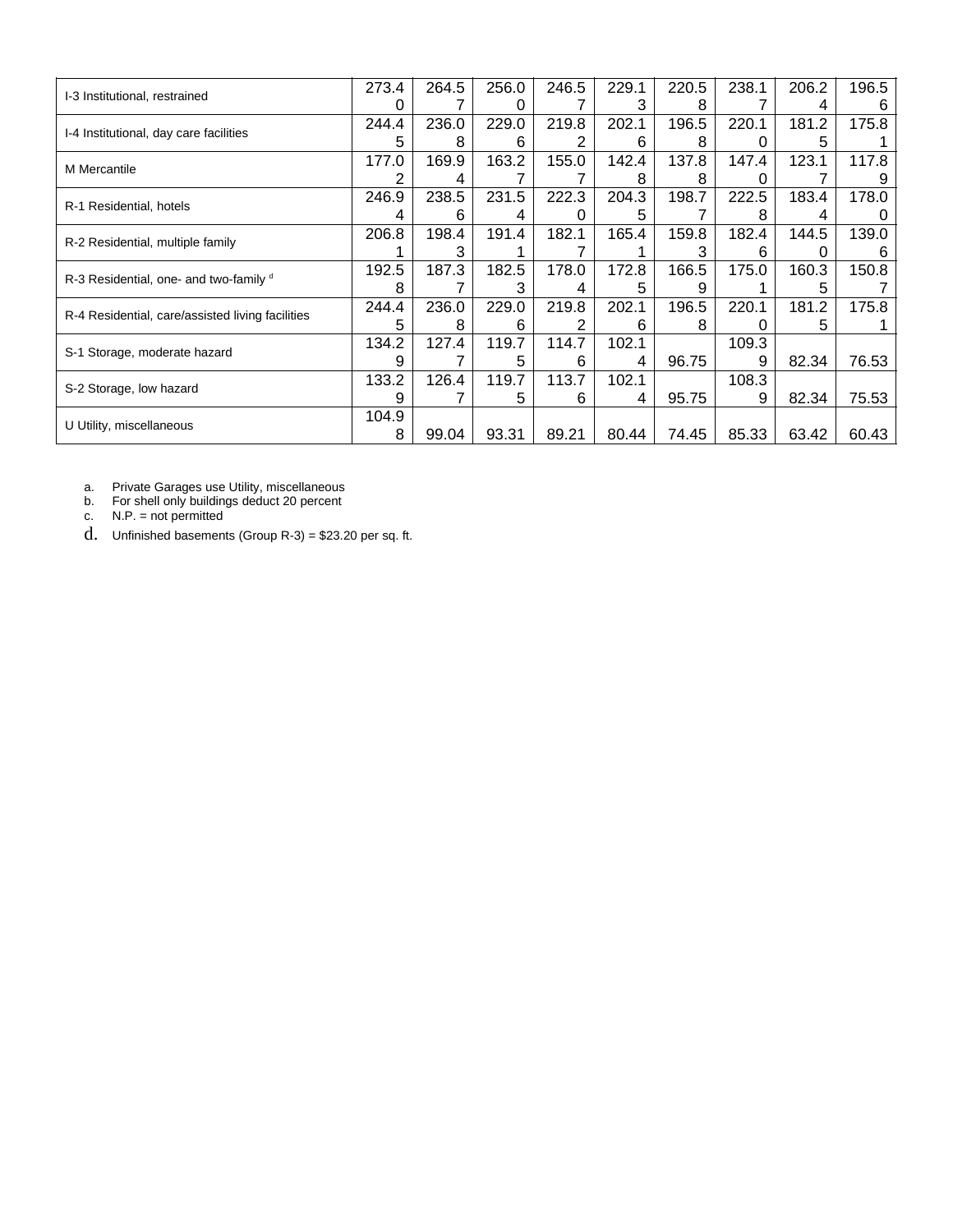| | | | | | | | | | |
|---|---|---|---|---|---|---|---|---|---|
| I-3 Institutional, restrained | 273.40 | 264.57 | 256.00 | 246.57 | 229.13 | 220.58 | 238.17 | 206.24 | 196.56 |
| I-4 Institutional, day care facilities | 244.45 | 236.08 | 229.06 | 219.82 | 202.16 | 196.58 | 220.10 | 181.25 | 175.81 |
| M Mercantile | 177.02 | 169.94 | 163.27 | 155.07 | 142.48 | 137.88 | 147.40 | 123.17 | 117.89 |
| R-1 Residential, hotels | 246.94 | 238.56 | 231.54 | 222.30 | 204.35 | 198.77 | 222.58 | 183.44 | 178.00 |
| R-2 Residential, multiple family | 206.81 | 198.43 | 191.41 | 182.17 | 165.41 | 159.83 | 182.46 | 144.50 | 139.06 |
| R-3 Residential, one- and two-family [d] | 192.58 | 187.37 | 182.53 | 178.04 | 172.85 | 166.59 | 175.01 | 160.35 | 150.87 |
| R-4 Residential, care/assisted living facilities | 244.45 | 236.08 | 229.06 | 219.82 | 202.16 | 196.58 | 220.10 | 181.25 | 175.81 |
| S-1 Storage, moderate hazard | 134.29 | 127.47 | 119.75 | 114.76 | 102.14 | 96.75 | 109.39 | 82.34 | 76.53 |
| S-2 Storage, low hazard | 133.29 | 126.47 | 119.75 | 113.76 | 102.14 | 95.75 | 108.39 | 82.34 | 75.53 |
| U Utility, miscellaneous | 104.98 | 99.04 | 93.31 | 89.21 | 80.44 | 74.45 | 85.33 | 63.42 | 60.43 |

a. Private Garages use Utility, miscellaneous
b. For shell only buildings deduct 20 percent
c. N.P. = not permitted
d. Unfinished basements (Group R-3) = $23.20 per sq. ft.